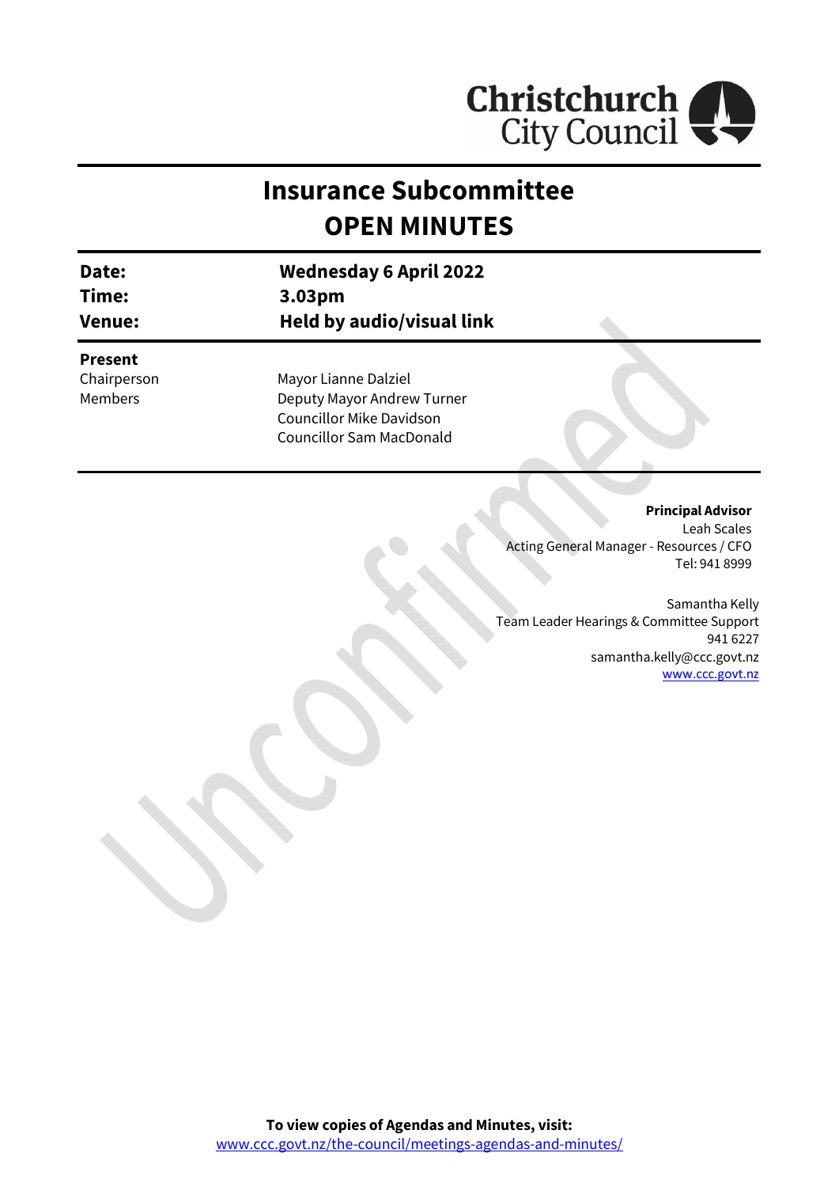Christchurch City Council

# Insurance Subcommittee
# OPEN MINUTES

| | |
|---|---|
| **Date:** | **Wednesday 6 April 2022** |
| **Time:** | **3.03pm** |
| **Venue:** | **Held by audio/visual link** |

**Present**

| | |
|---|---|
| Chairperson | Mayor Lianne Dalziel |
| Members | Deputy Mayor Andrew Turner |
| | Councillor Mike Davidson |
| | Councillor Sam MacDonald |

**Principal Advisor**
Leah Scales
Acting General Manager - Resources / CFO
Tel: 941 8999

Samantha Kelly
Team Leader Hearings & Committee Support
941 6227
samantha.kelly@ccc.govt.nz
www.ccc.govt.nz

**To view copies of Agendas and Minutes, visit:**
www.ccc.govt.nz/the-council/meetings-agendas-and-minutes/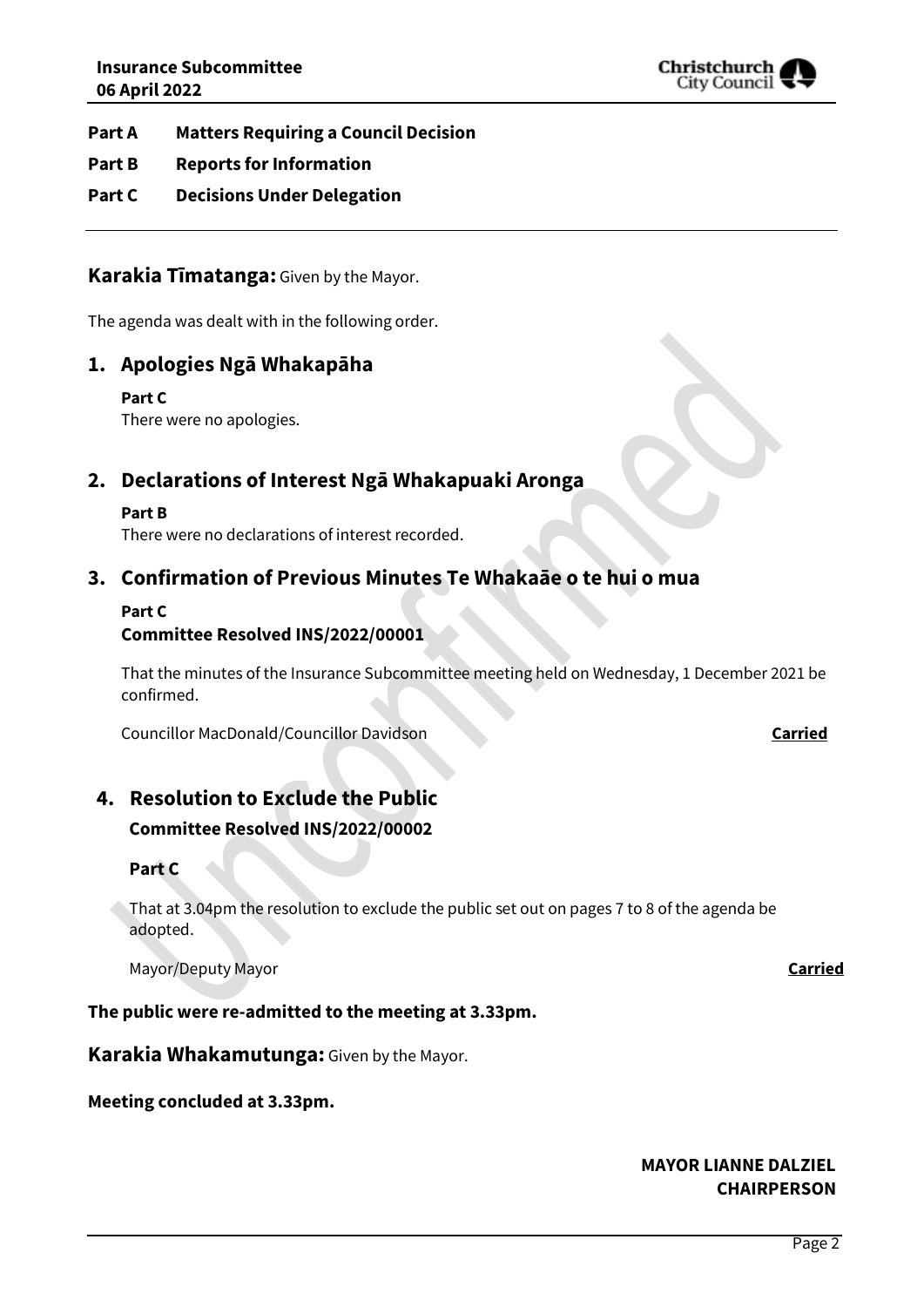**Part A Matters Requiring a Council Decision**

**Part B Reports for Information**

**Part C Decisions Under Delegation**

---

## Karakia Tīmatanga: Given by the Mayor.

The agenda was dealt with in the following order.

## 1. Apologies Ngā Whakapāha

**Part C**
There were no apologies.

## 2. Declarations of Interest Ngā Whakapuaki Aronga

**Part B**
There were no declarations of interest recorded.

## 3. Confirmation of Previous Minutes Te Whakaāe o te hui o mua

**Part C**
**Committee Resolved INS/2022/00001**

That the minutes of the Insurance Subcommittee meeting held on Wednesday, 1 December 2021 be confirmed.

Councillor MacDonald/Councillor Davidson **Carried**

## 4. Resolution to Exclude the Public

**Committee Resolved INS/2022/00002**

**Part C**

That at 3.04pm the resolution to exclude the public set out on pages 7 to 8 of the agenda be adopted.

Mayor/Deputy Mayor **Carried**

**The public were re-admitted to the meeting at 3.33pm.**

## Karakia Whakamutunga: Given by the Mayor.

**Meeting concluded at 3.33pm.**

**MAYOR LIANNE DALZIEL**
**CHAIRPERSON**